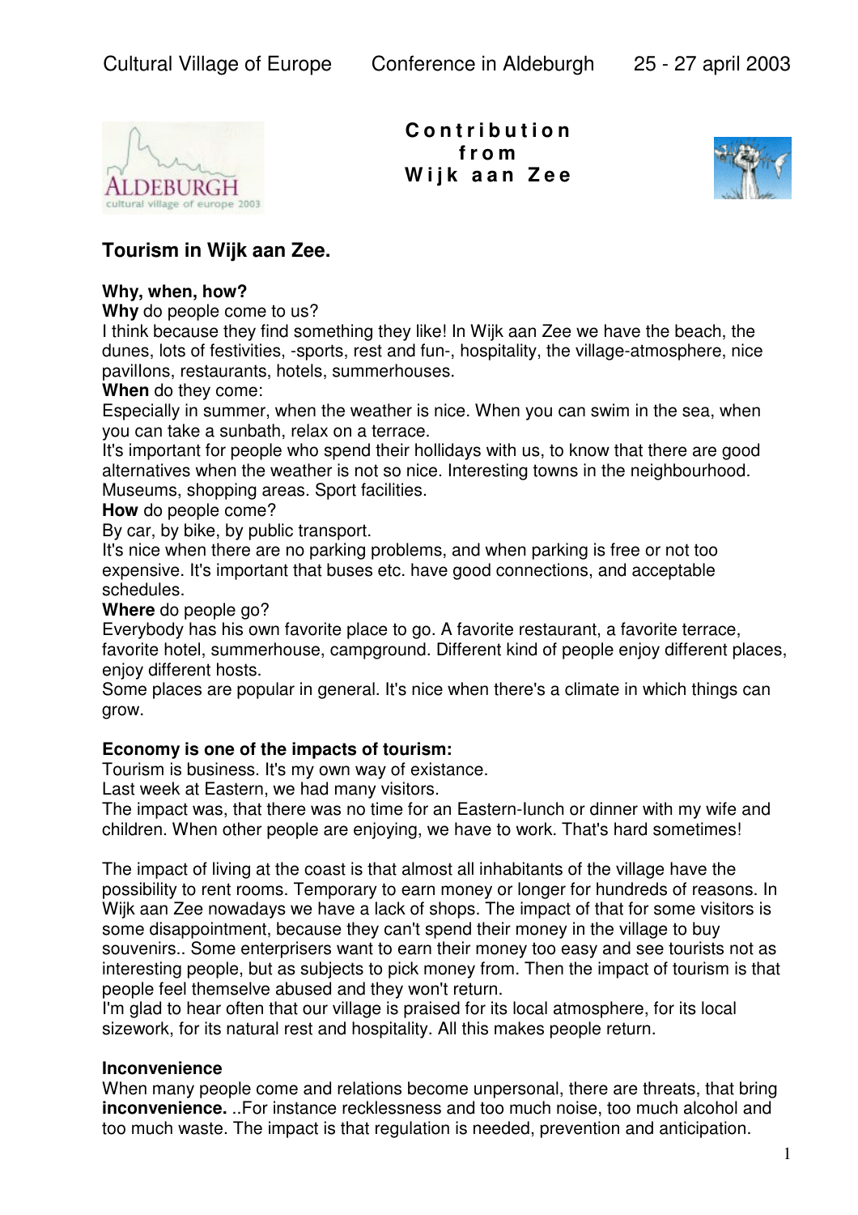**Contribution from Wijk aan Zee**

## Tourism in Wijk aan Zee.

**Why, when, how?**

**Why** do people come to us?

I think because they find something they like! In Wijk aan Zee we have the beach, the dunes, lots of festivities, -sports, rest and fun-, hospitality, the village-atmosphere, nice pavillons, restaurants, hotels, summerhouses.

**When** do they come:

Especially in summer, when the weather is nice. When you can swim in the sea, when you can take a sunbath, relax on a terrace.

It's important for people who spend their hollidays with us, to know that there are good alternatives when the weather is not so nice. Interesting towns in the neighbourhood. Museums, shopping areas. Sport facilities.

**How** do people come?

By car, by bike, by public transport.

It's nice when there are no parking problems, and when parking is free or not too expensive. It's important that buses etc. have good connections, and acceptable schedules.

**Where** do people go?

Everybody has his own favorite place to go. A favorite restaurant, a favorite terrace, favorite hotel, summerhouse, campground. Different kind of people enjoy different places, enjoy different hosts.

Some places are popular in general. It's nice when there's a climate in which things can grow.

**Economy is one of the impacts of tourism:**

Tourism is business. It's my own way of existance.

Last week at Eastern, we had many visitors.

The impact was, that there was no time for an Eastern-lunch or dinner with my wife and children. When other people are enjoying, we have to work. That's hard sometimes!

The impact of living at the coast is that almost all inhabitants of the village have the possibility to rent rooms. Temporary to earn money or longer for hundreds of reasons. In Wijk aan Zee nowadays we have a lack of shops. The impact of that for some visitors is some disappointment, because they can't spend their money in the village to buy souvenirs.. Some enterprisers want to earn their money too easy and see tourists not as interesting people, but as subjects to pick money from. Then the impact of tourism is that people feel themselve abused and they won't return.

I'm glad to hear often that our village is praised for its local atmosphere, for its local sizework, for its natural rest and hospitality. All this makes people return.

**Inconvenience**

When many people come and relations become unpersonal, there are threats, that bring **inconvenience.** ..For instance recklessness and too much noise, too much alcohol and too much waste. The impact is that regulation is needed, prevention and anticipation.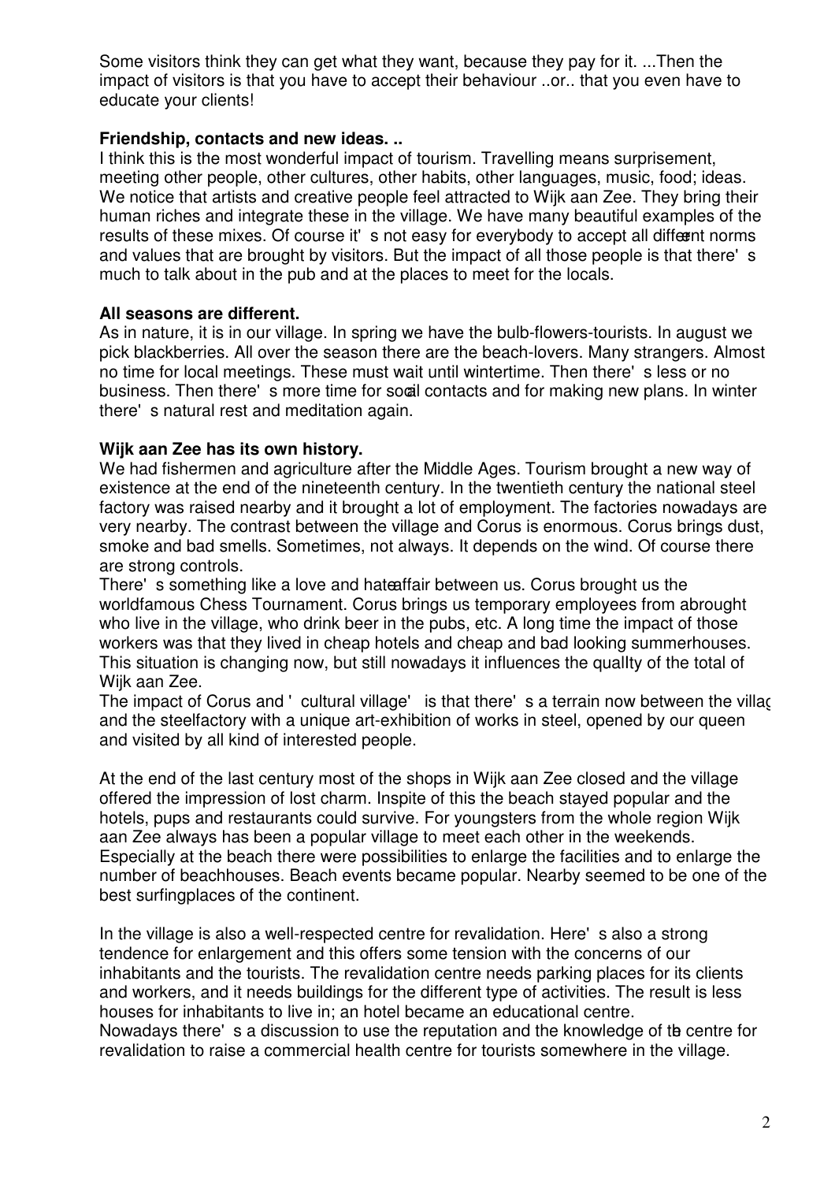Some visitors think they can get what they want, because they pay for it. ...Then the impact of visitors is that you have to accept their behaviour ..or.. that you even have to educate your clients!

**Friendship, contacts and new ideas. ..**

I think this is the most wonderful impact of tourism. Travelling means surprisement, meeting other people, other cultures, other habits, other languages, music, food; ideas. We notice that artists and creative people feel attracted to Wijk aan Zee. They bring their human riches and integrate these in the village. We have many beautiful examples of the results of these mixes. Of course it's not easy for everybody to accept all different norms and values that are brought by visitors. But the impact of all those people is that there's much to talk about in the pub and at the places to meet for the locals.

**All seasons are different.**

As in nature, it is in our village. In spring we have the bulb-flowers-tourists. In august we pick blackberries. All over the season there are the beach-lovers. Many strangers. Almost no time for local meetings. These must wait until wintertime. Then there's less or no business. Then there's more time for social contacts and for making new plans. In winter there's natural rest and meditation again.

**Wijk aan Zee has its own history.**

We had fishermen and agriculture after the Middle Ages. Tourism brought a new way of existence at the end of the nineteenth century. In the twentieth century the national steel factory was raised nearby and it brought a lot of employment. The factories nowadays are very nearby. The contrast between the village and Corus is enormous. Corus brings dust, smoke and bad smells. Sometimes, not always. It depends on the wind. Of course there are strong controls.

There's something like a love and hate affair between us. Corus brought us the worldfamous Chess Tournament. Corus brings us temporary employees from abrought who live in the village, who drink beer in the pubs, etc. A long time the impact of those workers was that they lived in cheap hotels and cheap and bad looking summerhouses. This situation is changing now, but still nowadays it influences the quallty of the total of Wijk aan Zee.

The impact of Corus and 'cultural village' is that there's a terrain now between the village and the steelfactory with a unique art-exhibition of works in steel, opened by our queen and visited by all kind of interested people.

At the end of the last century most of the shops in Wijk aan Zee closed and the village offered the impression of lost charm. Inspite of this the beach stayed popular and the hotels, pups and restaurants could survive. For youngsters from the whole region Wijk aan Zee always has been a popular village to meet each other in the weekends. Especially at the beach there were possibilities to enlarge the facilities and to enlarge the number of beachhouses. Beach events became popular. Nearby seemed to be one of the best surfingplaces of the continent.

In the village is also a well-respected centre for revalidation. Here's also a strong tendence for enlargement and this offers some tension with the concerns of our inhabitants and the tourists. The revalidation centre needs parking places for its clients and workers, and it needs buildings for the different type of activities. The result is less houses for inhabitants to live in; an hotel became an educational centre.

Nowadays there's a discussion to use the reputation and the knowledge of the centre for revalidation to raise a commercial health centre for tourists somewhere in the village.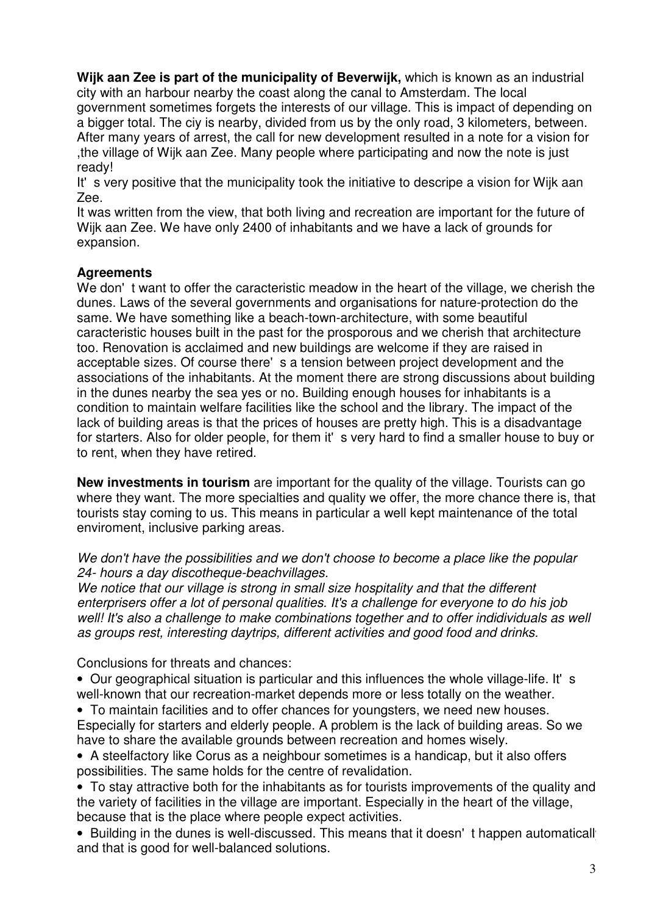**Wijk aan Zee is part of the municipality of Beverwijk,** which is known as an industrial city with an harbour nearby the coast along the canal to Amsterdam. The local government sometimes forgets the interests of our village. This is impact of depending on a bigger total. The ciy is nearby, divided from us by the only road, 3 kilometers, between. After many years of arrest, the call for new development resulted in a note for a vision for ,the village of Wijk aan Zee. Many people where participating and now the note is just ready!

It' s very positive that the municipality took the initiative to descripe a vision for Wijk aan Zee.

It was written from the view, that both living and recreation are important for the future of Wijk aan Zee. We have only 2400 of inhabitants and we have a lack of grounds for expansion.

**Agreements**

We don' t want to offer the caracteristic meadow in the heart of the village, we cherish the dunes. Laws of the several governments and organisations for nature-protection do the same. We have something like a beach-town-architecture, with some beautiful caracteristic houses built in the past for the prosporous and we cherish that architecture too. Renovation is acclaimed and new buildings are welcome if they are raised in acceptable sizes. Of course there' s a tension between project development and the associations of the inhabitants. At the moment there are strong discussions about building in the dunes nearby the sea yes or no. Building enough houses for inhabitants is a condition to maintain welfare facilities like the school and the library. The impact of the lack of building areas is that the prices of houses are pretty high. This is a disadvantage for starters. Also for older people, for them it' s very hard to find a smaller house to buy or to rent, when they have retired.

**New investments in tourism** are important for the quality of the village. Tourists can go where they want. The more specialties and quality we offer, the more chance there is, that tourists stay coming to us. This means in particular a well kept maintenance of the total enviroment, inclusive parking areas.

*We don't have the possibilities and we don't choose to become a place like the popular 24- hours a day discotheque-beachvillages.*

*We notice that our village is strong in small size hospitality and that the different enterprisers offer a lot of personal qualities. It's a challenge for everyone to do his job well! It's also a challenge to make combinations together and to offer indidividuals as well as groups rest, interesting daytrips, different activities and good food and drinks.*

Conclusions for threats and chances:

- Our geographical situation is particular and this influences the whole village-life. It' s well-known that our recreation-market depends more or less totally on the weather.
- To maintain facilities and to offer chances for youngsters, we need new houses. Especially for starters and elderly people. A problem is the lack of building areas. So we have to share the available grounds between recreation and homes wisely.
- A steelfactory like Corus as a neighbour sometimes is a handicap, but it also offers possibilities. The same holds for the centre of revalidation.
- To stay attractive both for the inhabitants as for tourists improvements of the quality and the variety of facilities in the village are important. Especially in the heart of the village, because that is the place where people expect activities.
- Building in the dunes is well-discussed. This means that it doesn' t happen automatically and that is good for well-balanced solutions.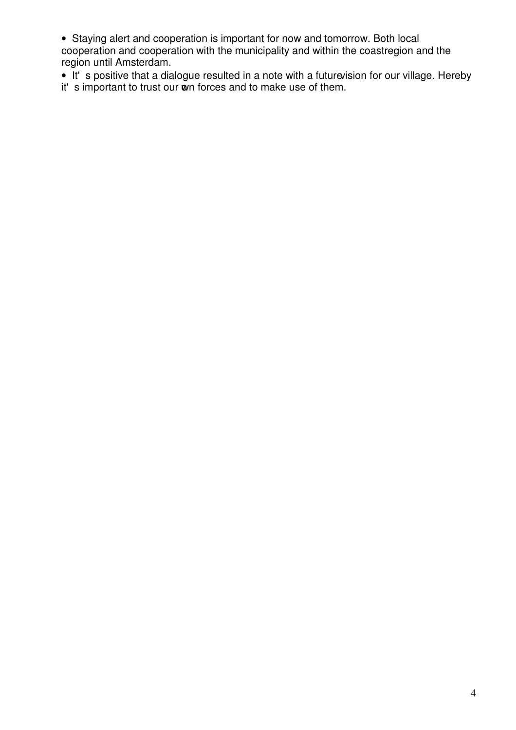- Staying alert and cooperation is important for now and tomorrow. Both local cooperation and cooperation with the municipality and within the coastregion and the region until Amsterdam.
- It's positive that a dialogue resulted in a note with a futurevision for our village. Hereby it's important to trust our own forces and to make use of them.